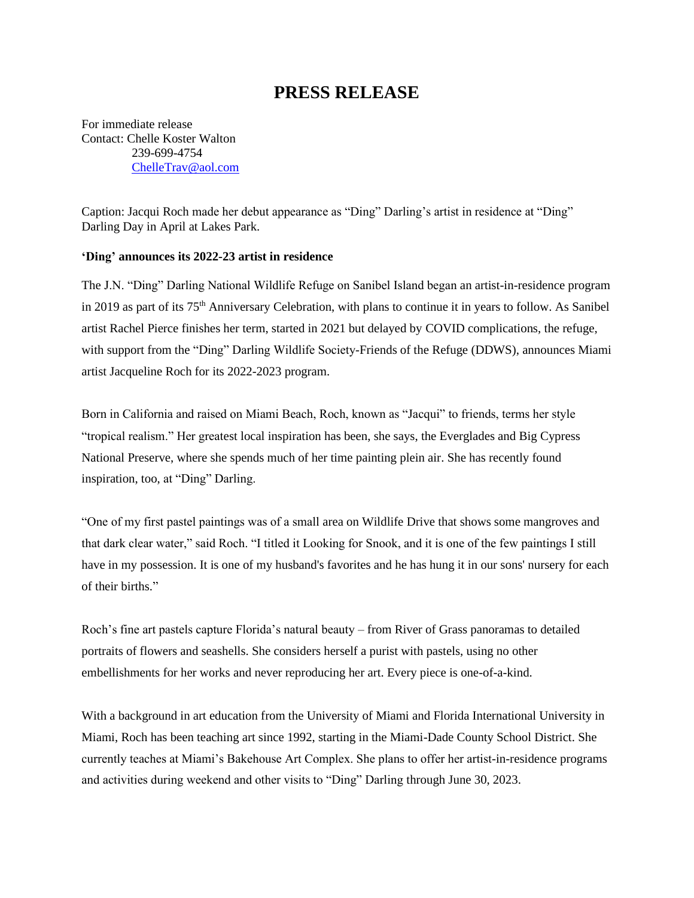# PRESS RELEASE

For immediate release
Contact: Chelle Koster Walton
239-699-4754
ChelleTrav@aol.com

Caption: Jacqui Roch made her debut appearance as "Ding" Darling's artist in residence at "Ding" Darling Day in April at Lakes Park.

**'Ding' announces its 2022-23 artist in residence**

The J.N. "Ding" Darling National Wildlife Refuge on Sanibel Island began an artist-in-residence program in 2019 as part of its 75th Anniversary Celebration, with plans to continue it in years to follow. As Sanibel artist Rachel Pierce finishes her term, started in 2021 but delayed by COVID complications, the refuge, with support from the "Ding" Darling Wildlife Society-Friends of the Refuge (DDWS), announces Miami artist Jacqueline Roch for its 2022-2023 program.

Born in California and raised on Miami Beach, Roch, known as "Jacqui" to friends, terms her style "tropical realism." Her greatest local inspiration has been, she says, the Everglades and Big Cypress National Preserve, where she spends much of her time painting plein air. She has recently found inspiration, too, at "Ding" Darling.

"One of my first pastel paintings was of a small area on Wildlife Drive that shows some mangroves and that dark clear water," said Roch. "I titled it Looking for Snook, and it is one of the few paintings I still have in my possession. It is one of my husband's favorites and he has hung it in our sons' nursery for each of their births."

Roch's fine art pastels capture Florida's natural beauty – from River of Grass panoramas to detailed portraits of flowers and seashells. She considers herself a purist with pastels, using no other embellishments for her works and never reproducing her art. Every piece is one-of-a-kind.

With a background in art education from the University of Miami and Florida International University in Miami, Roch has been teaching art since 1992, starting in the Miami-Dade County School District. She currently teaches at Miami's Bakehouse Art Complex. She plans to offer her artist-in-residence programs and activities during weekend and other visits to "Ding" Darling through June 30, 2023.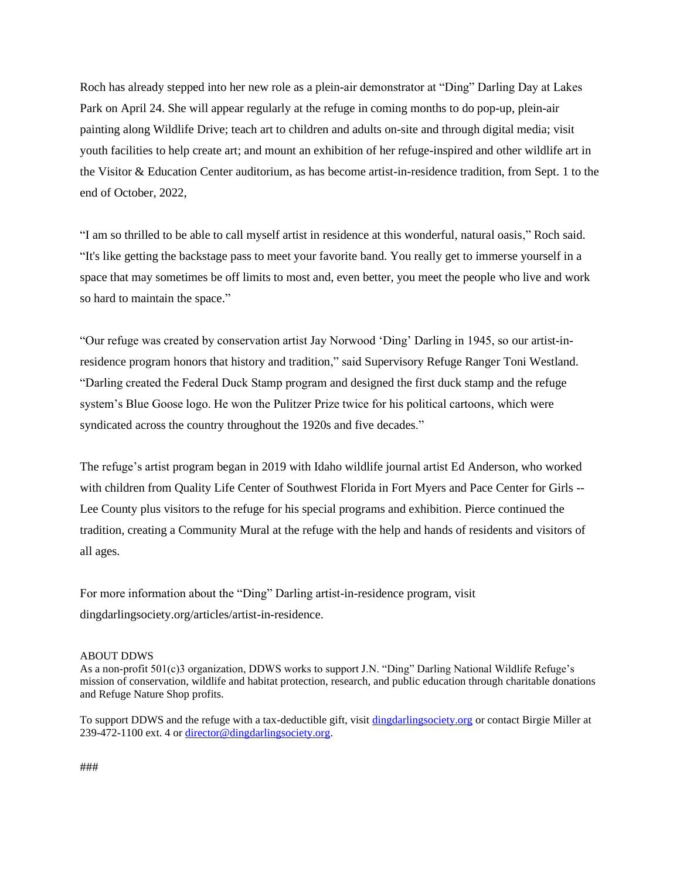Roch has already stepped into her new role as a plein-air demonstrator at "Ding" Darling Day at Lakes Park on April 24. She will appear regularly at the refuge in coming months to do pop-up, plein-air painting along Wildlife Drive; teach art to children and adults on-site and through digital media; visit youth facilities to help create art; and mount an exhibition of her refuge-inspired and other wildlife art in the Visitor & Education Center auditorium, as has become artist-in-residence tradition, from Sept. 1 to the end of October, 2022,

"I am so thrilled to be able to call myself artist in residence at this wonderful, natural oasis," Roch said. "It's like getting the backstage pass to meet your favorite band. You really get to immerse yourself in a space that may sometimes be off limits to most and, even better, you meet the people who live and work so hard to maintain the space."

"Our refuge was created by conservation artist Jay Norwood 'Ding' Darling in 1945, so our artist-in-residence program honors that history and tradition," said Supervisory Refuge Ranger Toni Westland. "Darling created the Federal Duck Stamp program and designed the first duck stamp and the refuge system's Blue Goose logo. He won the Pulitzer Prize twice for his political cartoons, which were syndicated across the country throughout the 1920s and five decades."

The refuge's artist program began in 2019 with Idaho wildlife journal artist Ed Anderson, who worked with children from Quality Life Center of Southwest Florida in Fort Myers and Pace Center for Girls -- Lee County plus visitors to the refuge for his special programs and exhibition. Pierce continued the tradition, creating a Community Mural at the refuge with the help and hands of residents and visitors of all ages.

For more information about the "Ding" Darling artist-in-residence program, visit dingdarlingsociety.org/articles/artist-in-residence.

ABOUT DDWS
As a non-profit 501(c)3 organization, DDWS works to support J.N. "Ding" Darling National Wildlife Refuge's mission of conservation, wildlife and habitat protection, research, and public education through charitable donations and Refuge Nature Shop profits.

To support DDWS and the refuge with a tax-deductible gift, visit [dingdarlingsociety.org](dingdarlingsociety.org) or contact Birgie Miller at 239-472-1100 ext. 4 or [director@dingdarlingsociety.org](mailto:director@dingdarlingsociety.org).

###